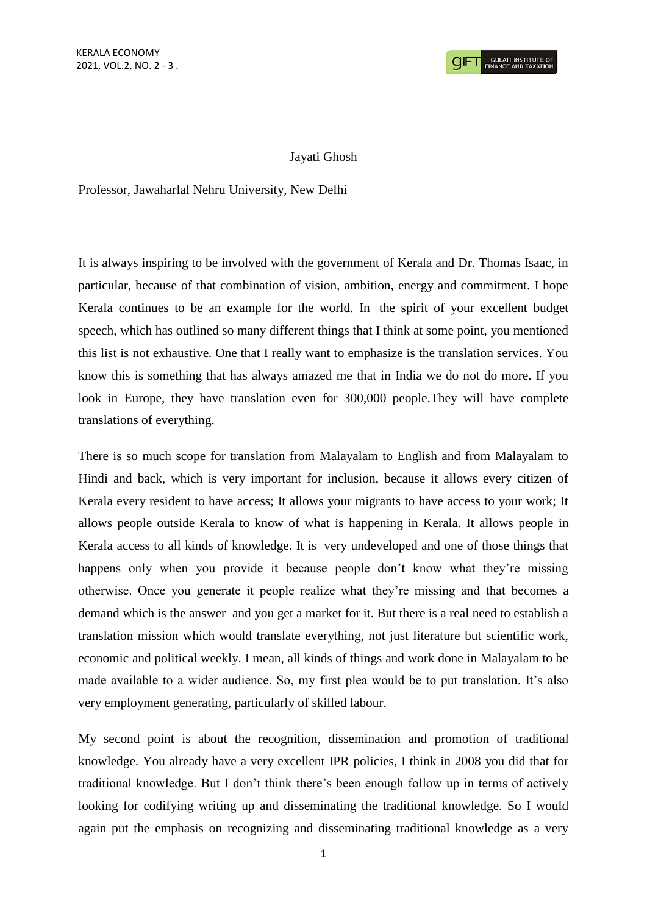Jayati Ghosh

Professor, Jawaharlal Nehru University, New Delhi

It is always inspiring to be involved with the government of Kerala and Dr. Thomas Isaac, in particular, because of that combination of vision, ambition, energy and commitment. I hope Kerala continues to be an example for the world. In the spirit of your excellent budget speech, which has outlined so many different things that I think at some point, you mentioned this list is not exhaustive. One that I really want to emphasize is the translation services. You know this is something that has always amazed me that in India we do not do more. If you look in Europe, they have translation even for 300,000 people.They will have complete translations of everything.

There is so much scope for translation from Malayalam to English and from Malayalam to Hindi and back, which is very important for inclusion, because it allows every citizen of Kerala every resident to have access; It allows your migrants to have access to your work; It allows people outside Kerala to know of what is happening in Kerala. It allows people in Kerala access to all kinds of knowledge. It is very undeveloped and one of those things that happens only when you provide it because people don't know what they're missing otherwise. Once you generate it people realize what they're missing and that becomes a demand which is the answer and you get a market for it. But there is a real need to establish a translation mission which would translate everything, not just literature but scientific work, economic and political weekly. I mean, all kinds of things and work done in Malayalam to be made available to a wider audience. So, my first plea would be to put translation. It's also very employment generating, particularly of skilled labour.

My second point is about the recognition, dissemination and promotion of traditional knowledge. You already have a very excellent IPR policies, I think in 2008 you did that for traditional knowledge. But I don't think there's been enough follow up in terms of actively looking for codifying writing up and disseminating the traditional knowledge. So I would again put the emphasis on recognizing and disseminating traditional knowledge as a very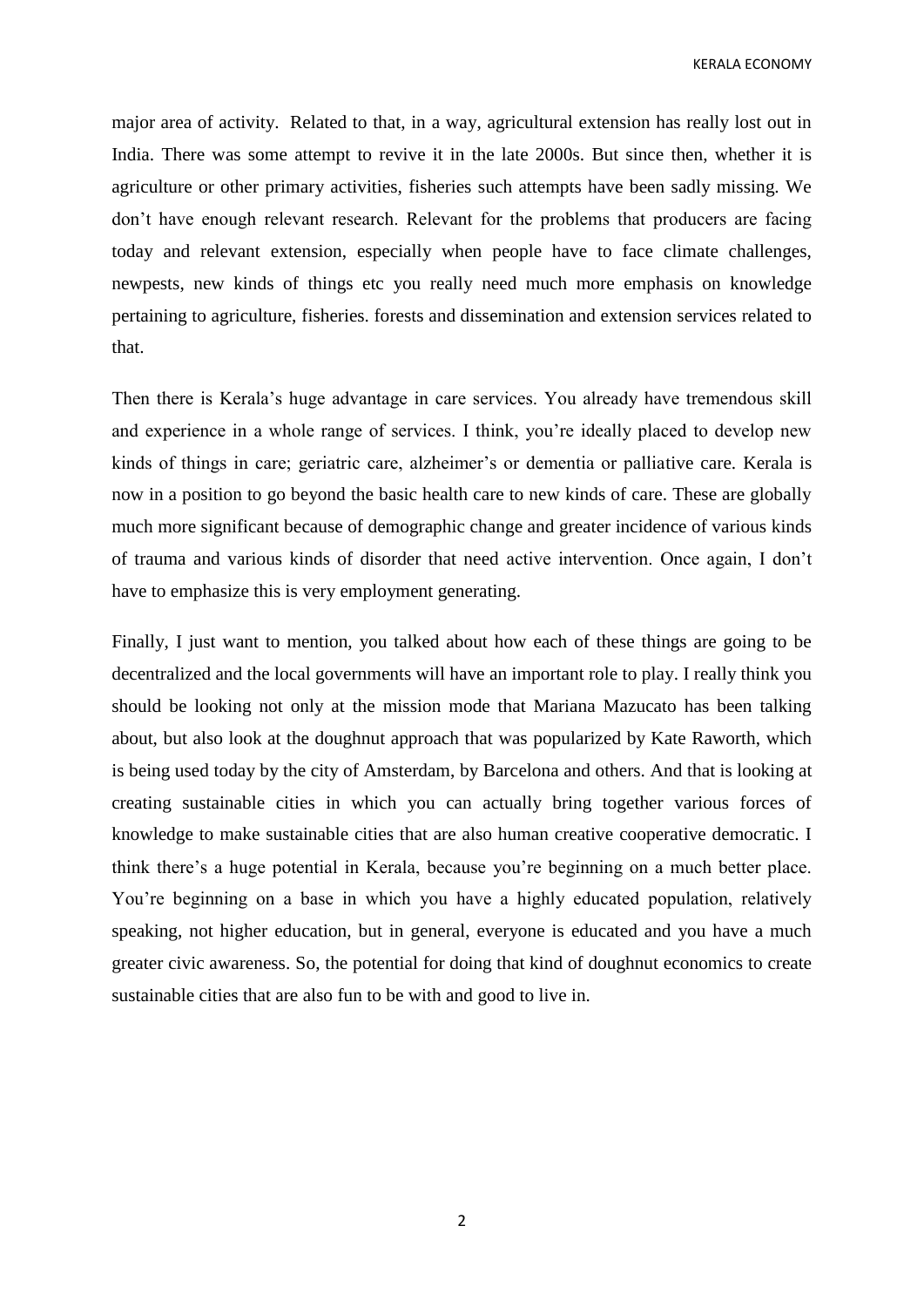major area of activity. Related to that, in a way, agricultural extension has really lost out in India. There was some attempt to revive it in the late 2000s. But since then, whether it is agriculture or other primary activities, fisheries such attempts have been sadly missing. We don't have enough relevant research. Relevant for the problems that producers are facing today and relevant extension, especially when people have to face climate challenges, newpests, new kinds of things etc you really need much more emphasis on knowledge pertaining to agriculture, fisheries. forests and dissemination and extension services related to that.

Then there is Kerala's huge advantage in care services. You already have tremendous skill and experience in a whole range of services. I think, you're ideally placed to develop new kinds of things in care; geriatric care, alzheimer's or dementia or palliative care. Kerala is now in a position to go beyond the basic health care to new kinds of care. These are globally much more significant because of demographic change and greater incidence of various kinds of trauma and various kinds of disorder that need active intervention. Once again, I don't have to emphasize this is very employment generating.

Finally, I just want to mention, you talked about how each of these things are going to be decentralized and the local governments will have an important role to play. I really think you should be looking not only at the mission mode that Mariana Mazucato has been talking about, but also look at the doughnut approach that was popularized by Kate Raworth, which is being used today by the city of Amsterdam, by Barcelona and others. And that is looking at creating sustainable cities in which you can actually bring together various forces of knowledge to make sustainable cities that are also human creative cooperative democratic. I think there's a huge potential in Kerala, because you're beginning on a much better place. You're beginning on a base in which you have a highly educated population, relatively speaking, not higher education, but in general, everyone is educated and you have a much greater civic awareness. So, the potential for doing that kind of doughnut economics to create sustainable cities that are also fun to be with and good to live in.